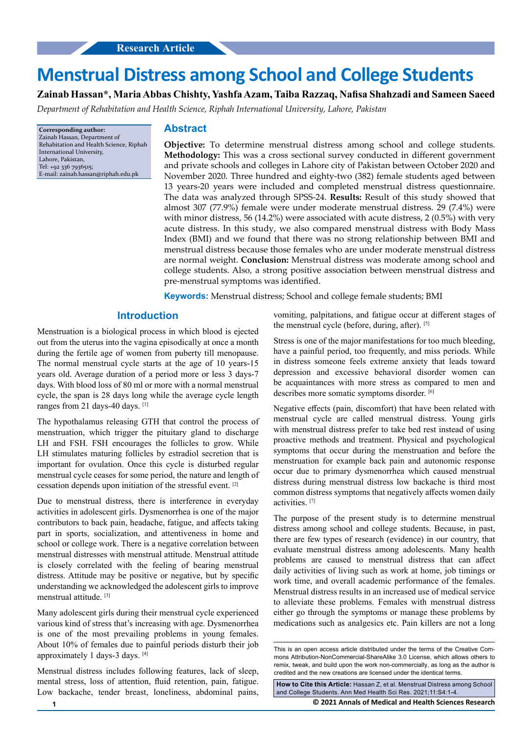Research Article

# Menstrual Distress among School and College Students

**Zainab Hassan\*, Maria Abbas Chishty, Yashfa Azam, Taiba Razzaq, Nafisa Shahzadi and Sameen Saeed**

*Department of Rehabilitation and Health Science, Riphah International University, Lahore, Pakistan*

**Corresponding author:**
Zainab Hassan, Department of Rehabilitation and Health Science, Riphah International University,
Lahore, Pakistan,
Tel: +92 336 7936515;
E-mail: zainab.hassan@riphah.edu.pk

## Abstract

**Objective:** To determine menstrual distress among school and college students. **Methodology:** This was a cross sectional survey conducted in different government and private schools and colleges in Lahore city of Pakistan between October 2020 and November 2020. Three hundred and eighty-two (382) female students aged between 13 years-20 years were included and completed menstrual distress questionnaire. The data was analyzed through SPSS-24. **Results:** Result of this study showed that almost 307 (77.9%) female were under moderate menstrual distress. 29 (7.4%) were with minor distress, 56 (14.2%) were associated with acute distress, 2 (0.5%) with very acute distress. In this study, we also compared menstrual distress with Body Mass Index (BMI) and we found that there was no strong relationship between BMI and menstrual distress because those females who are under moderate menstrual distress are normal weight. **Conclusion:** Menstrual distress was moderate among school and college students. Also, a strong positive association between menstrual distress and pre-menstrual symptoms was identified.

**Keywords:** Menstrual distress; School and college female students; BMI

## Introduction

Menstruation is a biological process in which blood is ejected out from the uterus into the vagina episodically at once a month during the fertile age of women from puberty till menopause. The normal menstrual cycle starts at the age of 10 years-15 years old. Average duration of a period more or less 3 days-7 days. With blood loss of 80 ml or more with a normal menstrual cycle, the span is 28 days long while the average cycle length ranges from 21 days-40 days. [1]

The hypothalamus releasing GTH that control the process of menstruation, which trigger the pituitary gland to discharge LH and FSH. FSH encourages the follicles to grow. While LH stimulates maturing follicles by estradiol secretion that is important for ovulation. Once this cycle is disturbed regular menstrual cycle ceases for some period, the nature and length of cessation depends upon initiation of the stressful event. [2]

Due to menstrual distress, there is interference in everyday activities in adolescent girls. Dysmenorrhea is one of the major contributors to back pain, headache, fatigue, and affects taking part in sports, socialization, and attentiveness in home and school or college work. There is a negative correlation between menstrual distresses with menstrual attitude. Menstrual attitude is closely correlated with the feeling of bearing menstrual distress. Attitude may be positive or negative, but by specific understanding we acknowledged the adolescent girls to improve menstrual attitude. [3]

Many adolescent girls during their menstrual cycle experienced various kind of stress that's increasing with age. Dysmenorrhea is one of the most prevailing problems in young females. About 10% of females due to painful periods disturb their job approximately 1 days-3 days. [4]

Menstrual distress includes following features, lack of sleep, mental stress, loss of attention, fluid retention, pain, fatigue. Low backache, tender breast, loneliness, abdominal pains, vomiting, palpitations, and fatigue occur at different stages of the menstrual cycle (before, during, after). [5]

Stress is one of the major manifestations for too much bleeding, have a painful period, too frequently, and miss periods. While in distress someone feels extreme anxiety that leads toward depression and excessive behavioral disorder women can be acquaintances with more stress as compared to men and describes more somatic symptoms disorder. [6]

Negative effects (pain, discomfort) that have been related with menstrual cycle are called menstrual distress. Young girls with menstrual distress prefer to take bed rest instead of using proactive methods and treatment. Physical and psychological symptoms that occur during the menstruation and before the menstruation for example back pain and autonomic response occur due to primary dysmenorrhea which caused menstrual distress during menstrual distress low backache is third most common distress symptoms that negatively affects women daily activities. [7]

The purpose of the present study is to determine menstrual distress among school and college students. Because, in past, there are few types of research (evidence) in our country, that evaluate menstrual distress among adolescents. Many health problems are caused to menstrual distress that can affect daily activities of living such as work at home, job timings or work time, and overall academic performance of the females. Menstrual distress results in an increased use of medical service to alleviate these problems. Females with menstrual distress either go through the symptoms or manage these problems by medications such as analgesics etc. Pain killers are not a long

This is an open access article distributed under the terms of the Creative Commons Attribution-NonCommercial-ShareAlike 3.0 License, which allows others to remix, tweak, and build upon the work non-commercially, as long as the author is credited and the new creations are licensed under the identical terms.

**How to Cite this Article:** Hassan Z, et al. Menstrual Distress among School and College Students. Ann Med Health Sci Res. 2021;11:S4:1-4.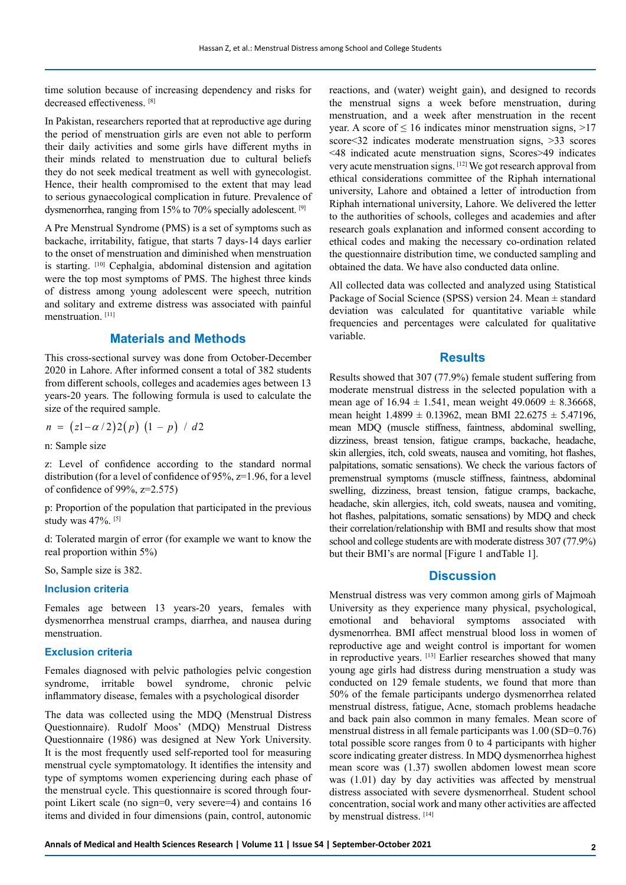time solution because of increasing dependency and risks for decreased effectiveness. [8]

In Pakistan, researchers reported that at reproductive age during the period of menstruation girls are even not able to perform their daily activities and some girls have different myths in their minds related to menstruation due to cultural beliefs they do not seek medical treatment as well with gynecologist. Hence, their health compromised to the extent that may lead to serious gynaecological complication in future. Prevalence of dysmenorrhea, ranging from 15% to 70% specially adolescent. [9]

A Pre Menstrual Syndrome (PMS) is a set of symptoms such as backache, irritability, fatigue, that starts 7 days-14 days earlier to the onset of menstruation and diminished when menstruation is starting. [10] Cephalgia, abdominal distension and agitation were the top most symptoms of PMS. The highest three kinds of distress among young adolescent were speech, nutrition and solitary and extreme distress was associated with painful menstruation. [11]

## Materials and Methods

This cross-sectional survey was done from October-December 2020 in Lahore. After informed consent a total of 382 students from different schools, colleges and academies ages between 13 years-20 years. The following formula is used to calculate the size of the required sample.

$$n = (z1-\alpha/2)2(p)\ (1-p)\ /\ d2$$

n: Sample size

z: Level of confidence according to the standard normal distribution (for a level of confidence of 95%, z=1.96, for a level of confidence of 99%, z=2.575)

p: Proportion of the population that participated in the previous study was 47%. [5]

d: Tolerated margin of error (for example we want to know the real proportion within 5%)

So, Sample size is 382.

### Inclusion criteria

Females age between 13 years-20 years, females with dysmenorrhea menstrual cramps, diarrhea, and nausea during menstruation.

### Exclusion criteria

Females diagnosed with pelvic pathologies pelvic congestion syndrome, irritable bowel syndrome, chronic pelvic inflammatory disease, females with a psychological disorder

The data was collected using the MDQ (Menstrual Distress Questionnaire). Rudolf Moos' (MDQ) Menstrual Distress Questionnaire (1986) was designed at New York University. It is the most frequently used self-reported tool for measuring menstrual cycle symptomatology. It identifies the intensity and type of symptoms women experiencing during each phase of the menstrual cycle. This questionnaire is scored through four-point Likert scale (no sign=0, very severe=4) and contains 16 items and divided in four dimensions (pain, control, autonomic reactions, and (water) weight gain), and designed to records the menstrual signs a week before menstruation, during menstruation, and a week after menstruation in the recent year. A score of ≤ 16 indicates minor menstruation signs, >17 score<32 indicates moderate menstruation signs, >33 scores <48 indicated acute menstruation signs, Scores>49 indicates very acute menstruation signs. [12] We got research approval from ethical considerations committee of the Riphah international university, Lahore and obtained a letter of introduction from Riphah international university, Lahore. We delivered the letter to the authorities of schools, colleges and academies and after research goals explanation and informed consent according to ethical codes and making the necessary co-ordination related the questionnaire distribution time, we conducted sampling and obtained the data. We have also conducted data online.

All collected data was collected and analyzed using Statistical Package of Social Science (SPSS) version 24. Mean ± standard deviation was calculated for quantitative variable while frequencies and percentages were calculated for qualitative variable.

## Results

Results showed that 307 (77.9%) female student suffering from moderate menstrual distress in the selected population with a mean age of 16.94 ± 1.541, mean weight 49.0609 ± 8.36668, mean height 1.4899 ± 0.13962, mean BMI 22.6275 ± 5.47196, mean MDQ (muscle stiffness, faintness, abdominal swelling, dizziness, breast tension, fatigue cramps, backache, headache, skin allergies, itch, cold sweats, nausea and vomiting, hot flashes, palpitations, somatic sensations). We check the various factors of premenstrual symptoms (muscle stiffness, faintness, abdominal swelling, dizziness, breast tension, fatigue cramps, backache, headache, skin allergies, itch, cold sweats, nausea and vomiting, hot flashes, palpitations, somatic sensations) by MDQ and check their correlation/relationship with BMI and results show that most school and college students are with moderate distress 307 (77.9%) but their BMI's are normal [Figure 1 andTable 1].

## Discussion

Menstrual distress was very common among girls of Majmoah University as they experience many physical, psychological, emotional and behavioral symptoms associated with dysmenorrhea. BMI affect menstrual blood loss in women of reproductive age and weight control is important for women in reproductive years. [13] Earlier researches showed that many young age girls had distress during menstruation a study was conducted on 129 female students, we found that more than 50% of the female participants undergo dysmenorrhea related menstrual distress, fatigue, Acne, stomach problems headache and back pain also common in many females. Mean score of menstrual distress in all female participants was 1.00 (SD=0.76) total possible score ranges from 0 to 4 participants with higher score indicating greater distress. In MDQ dysmenorrhea highest mean score was (1.37) swollen abdomen lowest mean score was (1.01) day by day activities was affected by menstrual distress associated with severe dysmenorrheal. Student school concentration, social work and many other activities are affected by menstrual distress. [14]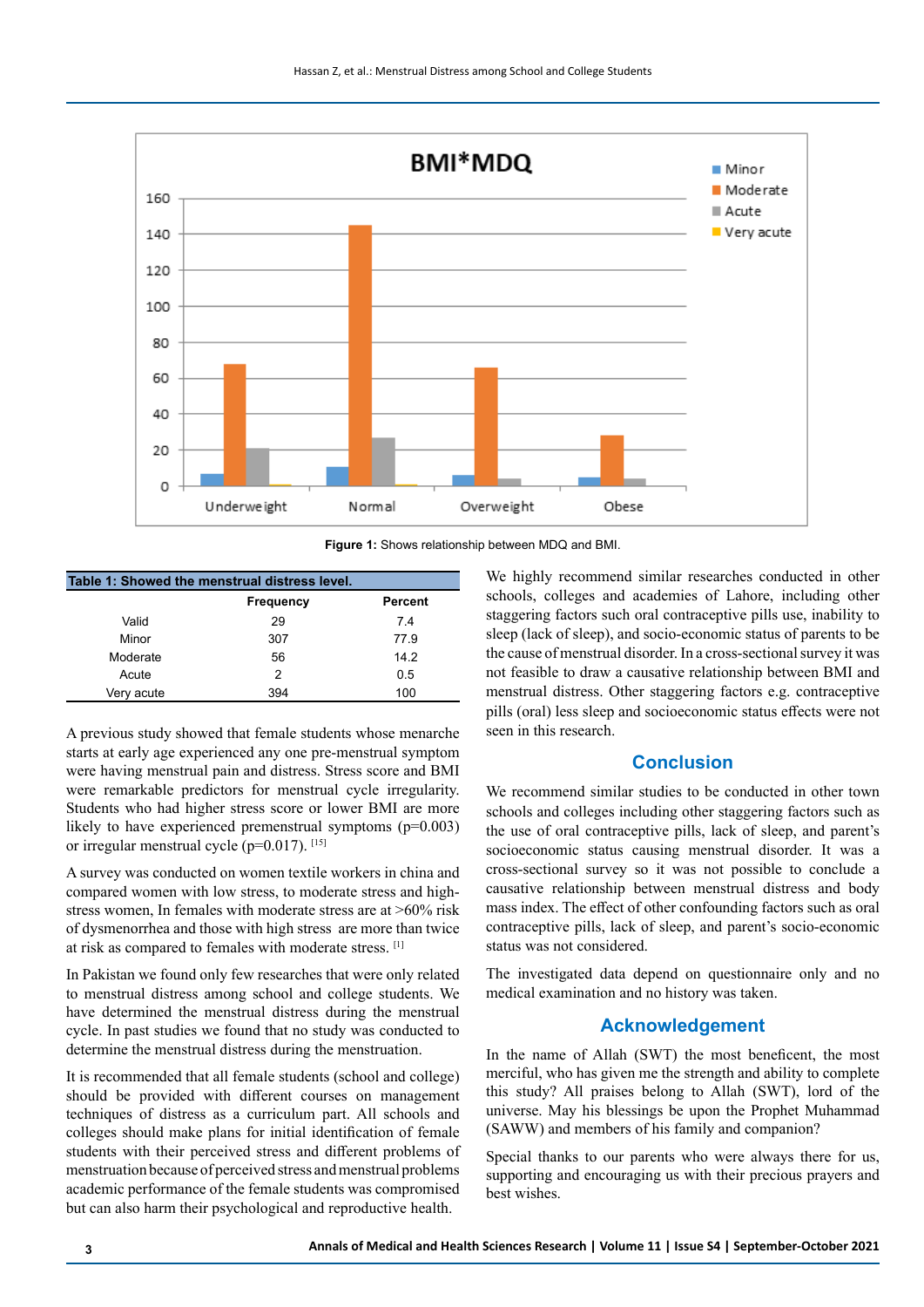**Figure 1:** Shows relationship between MDQ and BMI.

**Table 1: Showed the menstrual distress level.**

| | Frequency | Percent |
|---|---|---|
| Valid | 29 | 7.4 |
| Minor | 307 | 77.9 |
| Moderate | 56 | 14.2 |
| Acute | 2 | 0.5 |
| Very acute | 394 | 100 |

A previous study showed that female students whose menarche starts at early age experienced any one pre-menstrual symptom were having menstrual pain and distress. Stress score and BMI were remarkable predictors for menstrual cycle irregularity. Students who had higher stress score or lower BMI are more likely to have experienced premenstrual symptoms (p=0.003) or irregular menstrual cycle (p=0.017). [15]

A survey was conducted on women textile workers in china and compared women with low stress, to moderate stress and high-stress women, In females with moderate stress are at >60% risk of dysmenorrhea and those with high stress are more than twice at risk as compared to females with moderate stress. [1]

In Pakistan we found only few researches that were only related to menstrual distress among school and college students. We have determined the menstrual distress during the menstrual cycle. In past studies we found that no study was conducted to determine the menstrual distress during the menstruation.

It is recommended that all female students (school and college) should be provided with different courses on management techniques of distress as a curriculum part. All schools and colleges should make plans for initial identification of female students with their perceived stress and different problems of menstruation because of perceived stress and menstrual problems academic performance of the female students was compromised but can also harm their psychological and reproductive health.

We highly recommend similar researches conducted in other schools, colleges and academies of Lahore, including other staggering factors such oral contraceptive pills use, inability to sleep (lack of sleep), and socio-economic status of parents to be the cause of menstrual disorder. In a cross-sectional survey it was not feasible to draw a causative relationship between BMI and menstrual distress. Other staggering factors e.g. contraceptive pills (oral) less sleep and socioeconomic status effects were not seen in this research.

## Conclusion

We recommend similar studies to be conducted in other town schools and colleges including other staggering factors such as the use of oral contraceptive pills, lack of sleep, and parent's socioeconomic status causing menstrual disorder. It was a cross-sectional survey so it was not possible to conclude a causative relationship between menstrual distress and body mass index. The effect of other confounding factors such as oral contraceptive pills, lack of sleep, and parent's socio-economic status was not considered.

The investigated data depend on questionnaire only and no medical examination and no history was taken.

## Acknowledgement

In the name of Allah (SWT) the most beneficent, the most merciful, who has given me the strength and ability to complete this study? All praises belong to Allah (SWT), lord of the universe. May his blessings be upon the Prophet Muhammad (SAWW) and members of his family and companion?

Special thanks to our parents who were always there for us, supporting and encouraging us with their precious prayers and best wishes.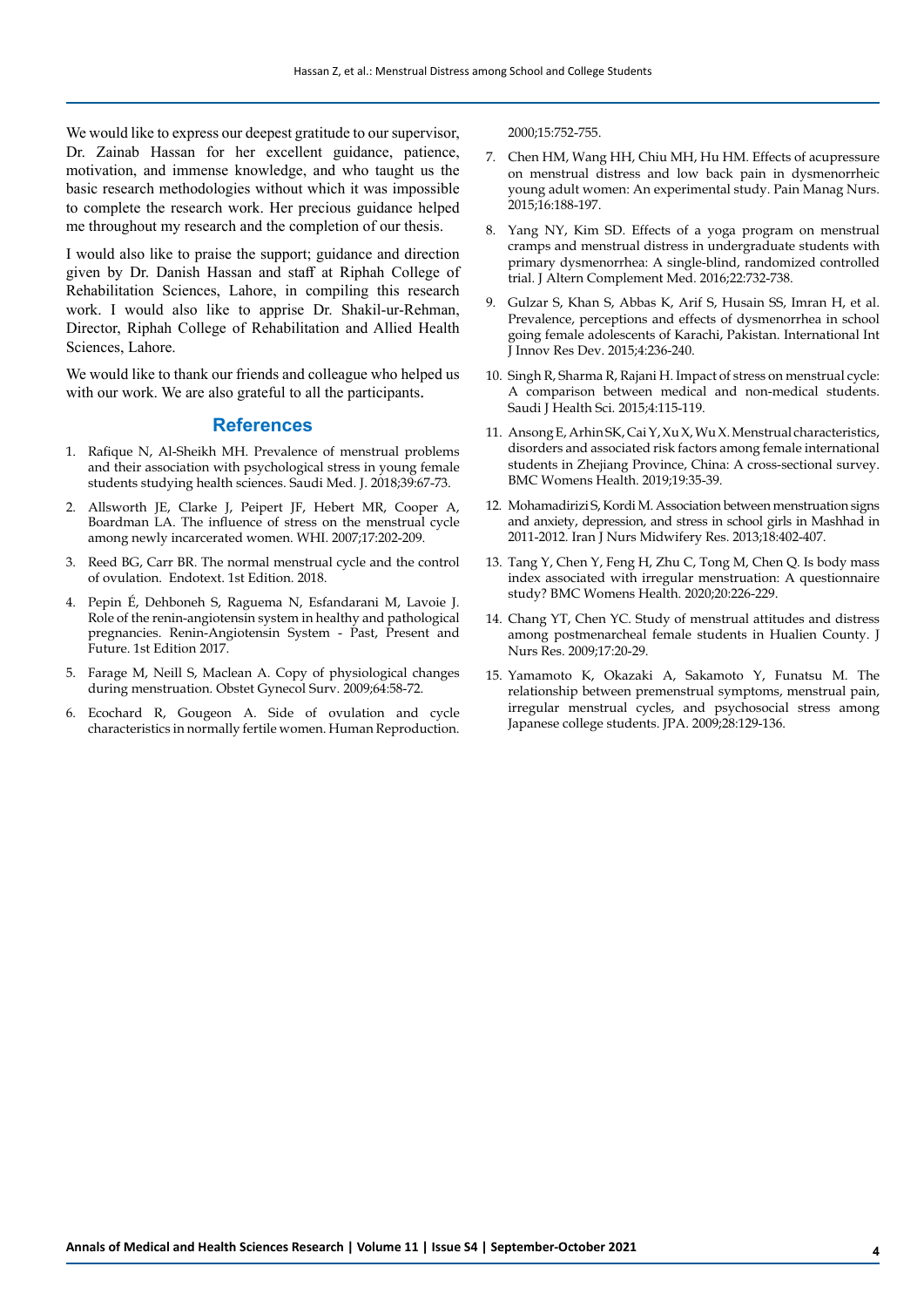We would like to express our deepest gratitude to our supervisor, Dr. Zainab Hassan for her excellent guidance, patience, motivation, and immense knowledge, and who taught us the basic research methodologies without which it was impossible to complete the research work. Her precious guidance helped me throughout my research and the completion of our thesis.

I would also like to praise the support; guidance and direction given by Dr. Danish Hassan and staff at Riphah College of Rehabilitation Sciences, Lahore, in compiling this research work. I would also like to apprise Dr. Shakil-ur-Rehman, Director, Riphah College of Rehabilitation and Allied Health Sciences, Lahore.

We would like to thank our friends and colleague who helped us with our work. We are also grateful to all the participants.

## References

1. Rafique N, Al-Sheikh MH. Prevalence of menstrual problems and their association with psychological stress in young female students studying health sciences. Saudi Med. J. 2018;39:67-73.
2. Allsworth JE, Clarke J, Peipert JF, Hebert MR, Cooper A, Boardman LA. The influence of stress on the menstrual cycle among newly incarcerated women. WHI. 2007;17:202-209.
3. Reed BG, Carr BR. The normal menstrual cycle and the control of ovulation. Endotext. 1st Edition. 2018.
4. Pepin É, Dehboneh S, Raguema N, Esfandarani M, Lavoie J. Role of the renin-angiotensin system in healthy and pathological pregnancies. Renin-Angiotensin System - Past, Present and Future. 1st Edition 2017.
5. Farage M, Neill S, Maclean A. Copy of physiological changes during menstruation. Obstet Gynecol Surv. 2009;64:58-72.
6. Ecochard R, Gougeon A. Side of ovulation and cycle characteristics in normally fertile women. Human Reproduction. 2000;15:752-755.
7. Chen HM, Wang HH, Chiu MH, Hu HM. Effects of acupressure on menstrual distress and low back pain in dysmenorrheic young adult women: An experimental study. Pain Manag Nurs. 2015;16:188-197.
8. Yang NY, Kim SD. Effects of a yoga program on menstrual cramps and menstrual distress in undergraduate students with primary dysmenorrhea: A single-blind, randomized controlled trial. J Altern Complement Med. 2016;22:732-738.
9. Gulzar S, Khan S, Abbas K, Arif S, Husain SS, Imran H, et al. Prevalence, perceptions and effects of dysmenorrhea in school going female adolescents of Karachi, Pakistan. International Int J Innov Res Dev. 2015;4:236-240.
10. Singh R, Sharma R, Rajani H. Impact of stress on menstrual cycle: A comparison between medical and non-medical students. Saudi J Health Sci. 2015;4:115-119.
11. Ansong E, Arhin SK, Cai Y, Xu X, Wu X. Menstrual characteristics, disorders and associated risk factors among female international students in Zhejiang Province, China: A cross-sectional survey. BMC Womens Health. 2019;19:35-39.
12. Mohamadirizi S, Kordi M. Association between menstruation signs and anxiety, depression, and stress in school girls in Mashhad in 2011-2012. Iran J Nurs Midwifery Res. 2013;18:402-407.
13. Tang Y, Chen Y, Feng H, Zhu C, Tong M, Chen Q. Is body mass index associated with irregular menstruation: A questionnaire study? BMC Womens Health. 2020;20:226-229.
14. Chang YT, Chen YC. Study of menstrual attitudes and distress among postmenarcheal female students in Hualien County. J Nurs Res. 2009;17:20-29.
15. Yamamoto K, Okazaki A, Sakamoto Y, Funatsu M. The relationship between premenstrual symptoms, menstrual pain, irregular menstrual cycles, and psychosocial stress among Japanese college students. JPA. 2009;28:129-136.